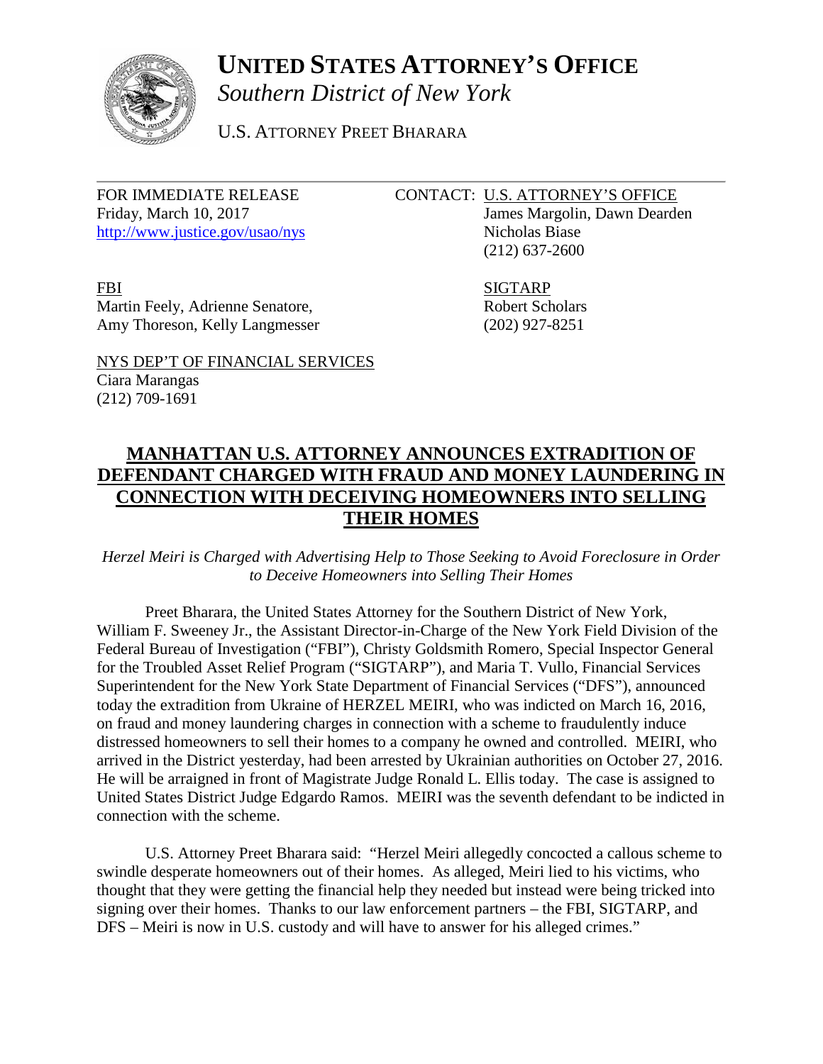# UNITED STATES ATTORNEY'S OFFICE

*Southern District of New York*

U.S. ATTORNEY PREET BHARARA

FOR IMMEDIATE RELEASE
Friday, March 10, 2017
http://www.justice.gov/usao/nys

CONTACT: U.S. ATTORNEY'S OFFICE
James Margolin, Dawn Dearden
Nicholas Biase
(212) 637-2600

FBI
Martin Feely, Adrienne Senatore,
Amy Thoreson, Kelly Langmesser

SIGTARP
Robert Scholars
(202) 927-8251

NYS DEP'T OF FINANCIAL SERVICES
Ciara Marangas
(212) 709-1691

## MANHATTAN U.S. ATTORNEY ANNOUNCES EXTRADITION OF DEFENDANT CHARGED WITH FRAUD AND MONEY LAUNDERING IN CONNECTION WITH DECEIVING HOMEOWNERS INTO SELLING THEIR HOMES

*Herzel Meiri is Charged with Advertising Help to Those Seeking to Avoid Foreclosure in Order to Deceive Homeowners into Selling Their Homes*

Preet Bharara, the United States Attorney for the Southern District of New York, William F. Sweeney Jr., the Assistant Director-in-Charge of the New York Field Division of the Federal Bureau of Investigation ("FBI"), Christy Goldsmith Romero, Special Inspector General for the Troubled Asset Relief Program ("SIGTARP"), and Maria T. Vullo, Financial Services Superintendent for the New York State Department of Financial Services ("DFS"), announced today the extradition from Ukraine of HERZEL MEIRI, who was indicted on March 16, 2016, on fraud and money laundering charges in connection with a scheme to fraudulently induce distressed homeowners to sell their homes to a company he owned and controlled. MEIRI, who arrived in the District yesterday, had been arrested by Ukrainian authorities on October 27, 2016. He will be arraigned in front of Magistrate Judge Ronald L. Ellis today. The case is assigned to United States District Judge Edgardo Ramos. MEIRI was the seventh defendant to be indicted in connection with the scheme.

U.S. Attorney Preet Bharara said: "Herzel Meiri allegedly concocted a callous scheme to swindle desperate homeowners out of their homes. As alleged, Meiri lied to his victims, who thought that they were getting the financial help they needed but instead were being tricked into signing over their homes. Thanks to our law enforcement partners – the FBI, SIGTARP, and DFS – Meiri is now in U.S. custody and will have to answer for his alleged crimes."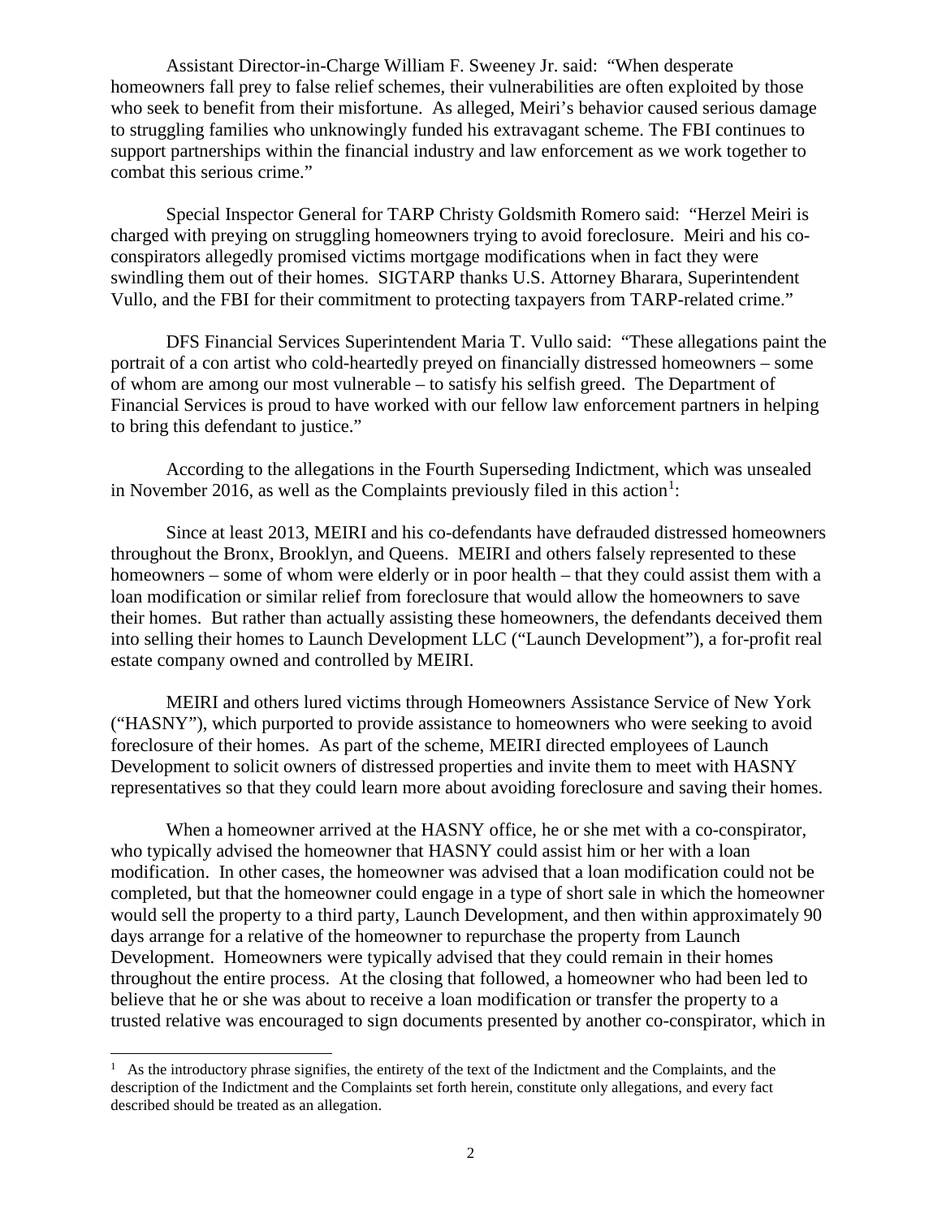Assistant Director-in-Charge William F. Sweeney Jr. said: "When desperate homeowners fall prey to false relief schemes, their vulnerabilities are often exploited by those who seek to benefit from their misfortune. As alleged, Meiri's behavior caused serious damage to struggling families who unknowingly funded his extravagant scheme. The FBI continues to support partnerships within the financial industry and law enforcement as we work together to combat this serious crime."

Special Inspector General for TARP Christy Goldsmith Romero said: "Herzel Meiri is charged with preying on struggling homeowners trying to avoid foreclosure. Meiri and his co-conspirators allegedly promised victims mortgage modifications when in fact they were swindling them out of their homes. SIGTARP thanks U.S. Attorney Bharara, Superintendent Vullo, and the FBI for their commitment to protecting taxpayers from TARP-related crime."

DFS Financial Services Superintendent Maria T. Vullo said: "These allegations paint the portrait of a con artist who cold-heartedly preyed on financially distressed homeowners – some of whom are among our most vulnerable – to satisfy his selfish greed. The Department of Financial Services is proud to have worked with our fellow law enforcement partners in helping to bring this defendant to justice."

According to the allegations in the Fourth Superseding Indictment, which was unsealed in November 2016, as well as the Complaints previously filed in this action[1]:

Since at least 2013, MEIRI and his co-defendants have defrauded distressed homeowners throughout the Bronx, Brooklyn, and Queens. MEIRI and others falsely represented to these homeowners – some of whom were elderly or in poor health – that they could assist them with a loan modification or similar relief from foreclosure that would allow the homeowners to save their homes. But rather than actually assisting these homeowners, the defendants deceived them into selling their homes to Launch Development LLC ("Launch Development"), a for-profit real estate company owned and controlled by MEIRI.

MEIRI and others lured victims through Homeowners Assistance Service of New York ("HASNY"), which purported to provide assistance to homeowners who were seeking to avoid foreclosure of their homes. As part of the scheme, MEIRI directed employees of Launch Development to solicit owners of distressed properties and invite them to meet with HASNY representatives so that they could learn more about avoiding foreclosure and saving their homes.

When a homeowner arrived at the HASNY office, he or she met with a co-conspirator, who typically advised the homeowner that HASNY could assist him or her with a loan modification. In other cases, the homeowner was advised that a loan modification could not be completed, but that the homeowner could engage in a type of short sale in which the homeowner would sell the property to a third party, Launch Development, and then within approximately 90 days arrange for a relative of the homeowner to repurchase the property from Launch Development. Homeowners were typically advised that they could remain in their homes throughout the entire process. At the closing that followed, a homeowner who had been led to believe that he or she was about to receive a loan modification or transfer the property to a trusted relative was encouraged to sign documents presented by another co-conspirator, which in

[1] As the introductory phrase signifies, the entirety of the text of the Indictment and the Complaints, and the description of the Indictment and the Complaints set forth herein, constitute only allegations, and every fact described should be treated as an allegation.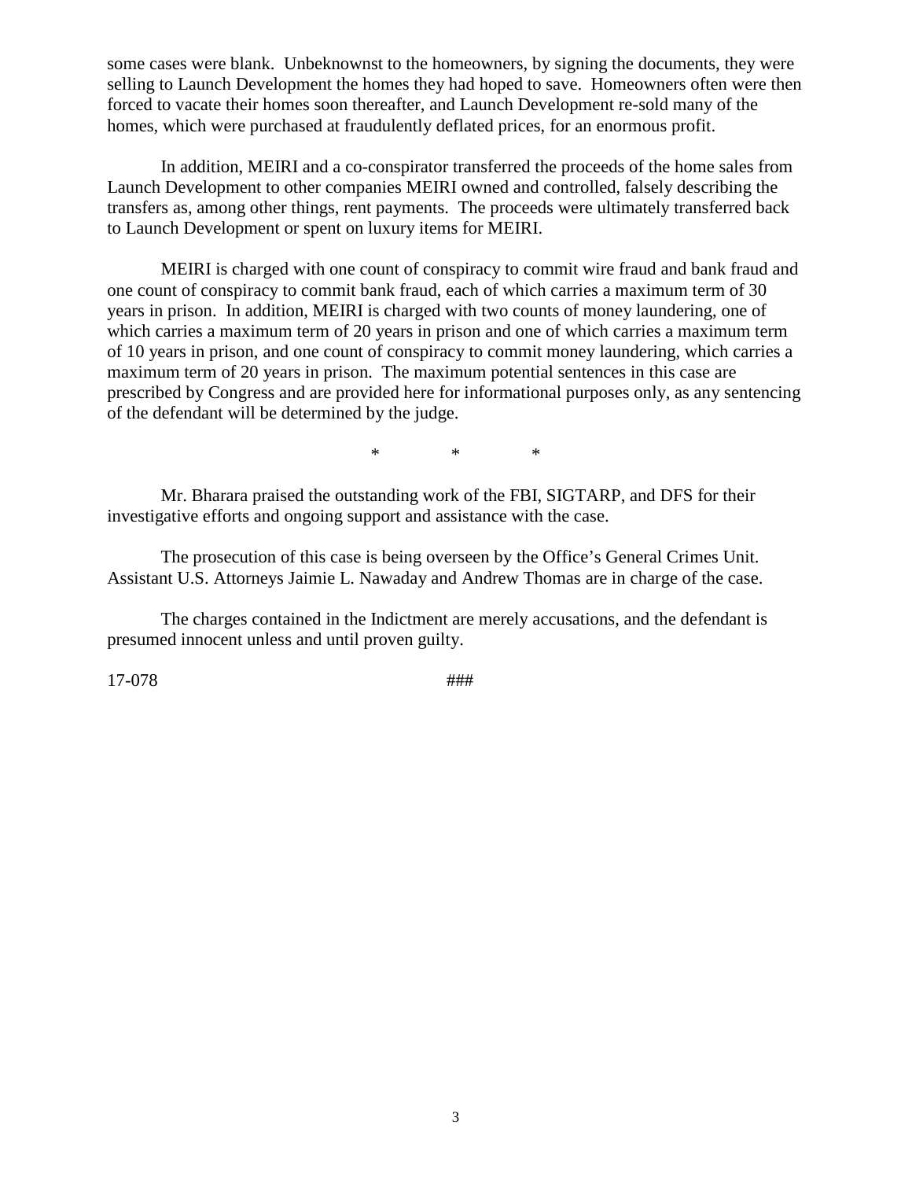some cases were blank. Unbeknownst to the homeowners, by signing the documents, they were selling to Launch Development the homes they had hoped to save. Homeowners often were then forced to vacate their homes soon thereafter, and Launch Development re-sold many of the homes, which were purchased at fraudulently deflated prices, for an enormous profit.

In addition, MEIRI and a co-conspirator transferred the proceeds of the home sales from Launch Development to other companies MEIRI owned and controlled, falsely describing the transfers as, among other things, rent payments. The proceeds were ultimately transferred back to Launch Development or spent on luxury items for MEIRI.

MEIRI is charged with one count of conspiracy to commit wire fraud and bank fraud and one count of conspiracy to commit bank fraud, each of which carries a maximum term of 30 years in prison. In addition, MEIRI is charged with two counts of money laundering, one of which carries a maximum term of 20 years in prison and one of which carries a maximum term of 10 years in prison, and one count of conspiracy to commit money laundering, which carries a maximum term of 20 years in prison. The maximum potential sentences in this case are prescribed by Congress and are provided here for informational purposes only, as any sentencing of the defendant will be determined by the judge.

\* \* \*

Mr. Bharara praised the outstanding work of the FBI, SIGTARP, and DFS for their investigative efforts and ongoing support and assistance with the case.

The prosecution of this case is being overseen by the Office's General Crimes Unit. Assistant U.S. Attorneys Jaimie L. Nawaday and Andrew Thomas are in charge of the case.

The charges contained in the Indictment are merely accusations, and the defendant is presumed innocent unless and until proven guilty.

17-078 ###